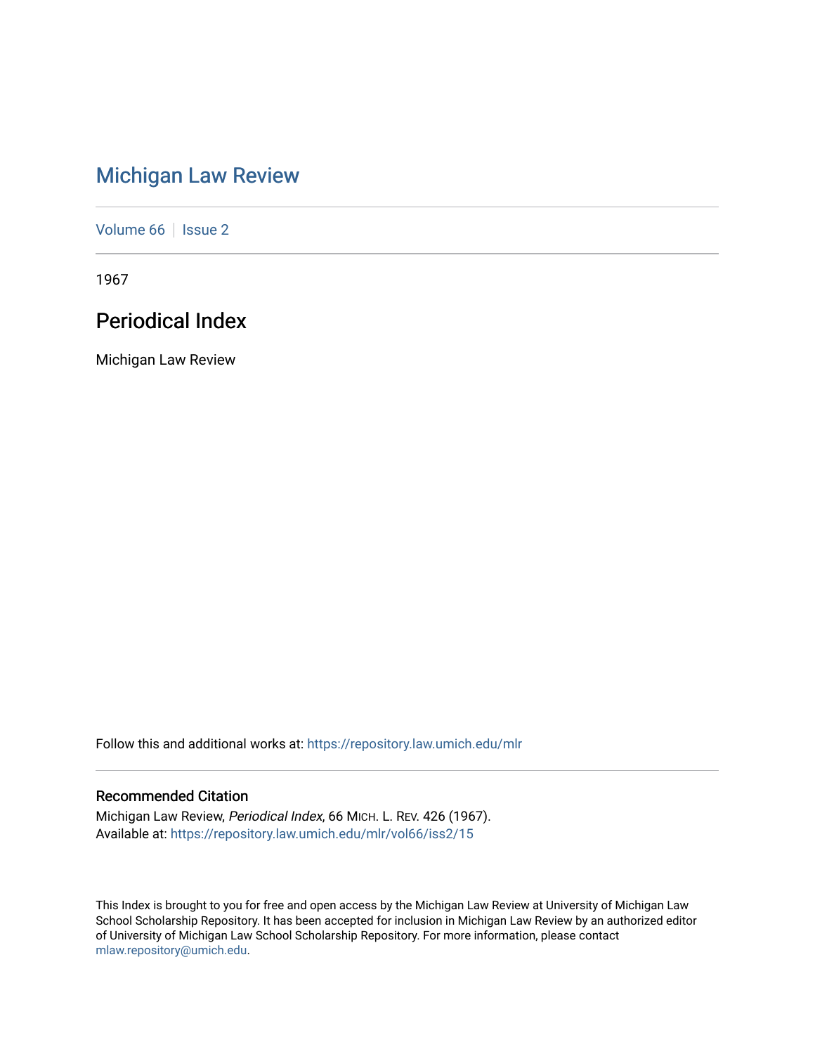# Michigan Law Review

Volume 66 | Issue 2

1967

## Periodical Index

Michigan Law Review

Follow this and additional works at: https://repository.law.umich.edu/mlr

### Recommended Citation

Michigan Law Review, *Periodical Index*, 66 MICH. L. REV. 426 (1967).
Available at: https://repository.law.umich.edu/mlr/vol66/iss2/15

This Index is brought to you for free and open access by the Michigan Law Review at University of Michigan Law School Scholarship Repository. It has been accepted for inclusion in Michigan Law Review by an authorized editor of University of Michigan Law School Scholarship Repository. For more information, please contact mlaw.repository@umich.edu.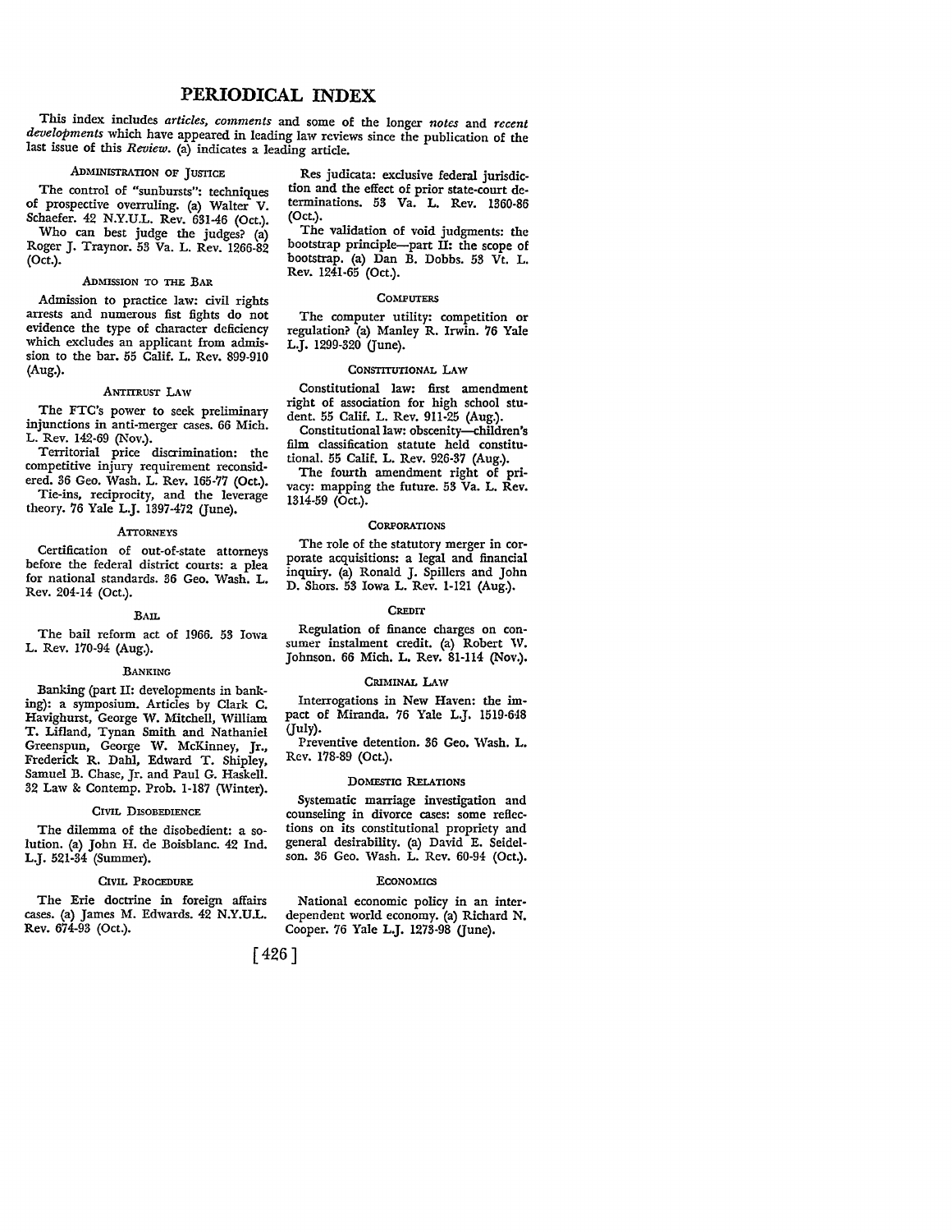# PERIODICAL INDEX

This index includes *articles, comments* and some of the longer *notes* and *recent developments* which have appeared in leading law reviews since the publication of the last issue of this *Review*. (a) indicates a leading article.

### ADMINISTRATION OF JUSTICE

The control of "sunbursts": techniques of prospective overruling. (a) Walter V. Schaefer. 42 N.Y.U.L. Rev. 631-46 (Oct.).

Who can best judge the judges? (a) Roger J. Traynor. 53 Va. L. Rev. 1266-82 (Oct.).

### ADMISSION TO THE BAR

Admission to practice law: civil rights arrests and numerous fist fights do not evidence the type of character deficiency which excludes an applicant from admission to the bar. 55 Calif. L. Rev. 899-910 (Aug.).

### ANTITRUST LAW

The FTC's power to seek preliminary injunctions in anti-merger cases. 66 Mich. L. Rev. 142-69 (Nov.).

Territorial price discrimination: the competitive injury requirement reconsidered. 36 Geo. Wash. L. Rev. 165-77 (Oct.).

Tie-ins, reciprocity, and the leverage theory. 76 Yale L.J. 1397-472 (June).

### ATTORNEYS

Certification of out-of-state attorneys before the federal district courts: a plea for national standards. 36 Geo. Wash. L. Rev. 204-14 (Oct.).

### BAIL

The bail reform act of 1966. 53 Iowa L. Rev. 170-94 (Aug.).

### BANKING

Banking (part II: developments in banking): a symposium. Articles by Clark C. Havighurst, George W. Mitchell, William T. Lifland, Tynan Smith and Nathaniel Greenspun, George W. McKinney, Jr., Frederick R. Dahl, Edward T. Shipley, Samuel B. Chase, Jr. and Paul G. Haskell. 32 Law & Contemp. Prob. 1-187 (Winter).

### CIVIL DISOBEDIENCE

The dilemma of the disobedient: a solution. (a) John H. de Boisblanc. 42 Ind. L.J. 521-34 (Summer).

### CIVIL PROCEDURE

The Erie doctrine in foreign affairs cases. (a) James M. Edwards. 42 N.Y.U.L. Rev. 674-93 (Oct.).

Res judicata: exclusive federal jurisdiction and the effect of prior state-court determinations. 53 Va. L. Rev. 1360-86 (Oct.).

The validation of void judgments: the bootstrap principle—part II: the scope of bootstrap. (a) Dan B. Dobbs. 53 Vt. L. Rev. 1241-65 (Oct.).

### COMPUTERS

The computer utility: competition or regulation? (a) Manley R. Irwin. 76 Yale L.J. 1299-320 (June).

### CONSTITUTIONAL LAW

Constitutional law: first amendment right of association for high school student. 55 Calif. L. Rev. 911-25 (Aug.).

Constitutional law: obscenity—children's film classification statute held constitutional. 55 Calif. L. Rev. 926-37 (Aug.).

The fourth amendment right of privacy: mapping the future. 53 Va. L. Rev. 1314-59 (Oct.).

### CORPORATIONS

The role of the statutory merger in corporate acquisitions: a legal and financial inquiry. (a) Ronald J. Spillers and John D. Shors. 53 Iowa L. Rev. 1-121 (Aug.).

### CREDIT

Regulation of finance charges on consumer instalment credit. (a) Robert W. Johnson. 66 Mich. L. Rev. 81-114 (Nov.).

### CRIMINAL LAW

Interrogations in New Haven: the impact of Miranda. 76 Yale L.J. 1519-648 (July).

Preventive detention. 36 Geo. Wash. L. Rev. 178-89 (Oct.).

### DOMESTIC RELATIONS

Systematic marriage investigation and counseling in divorce cases: some reflections on its constitutional propriety and general desirability. (a) David E. Seidelson. 36 Geo. Wash. L. Rev. 60-94 (Oct.).

### ECONOMICS

National economic policy in an interdependent world economy. (a) Richard N. Cooper. 76 Yale L.J. 1273-98 (June).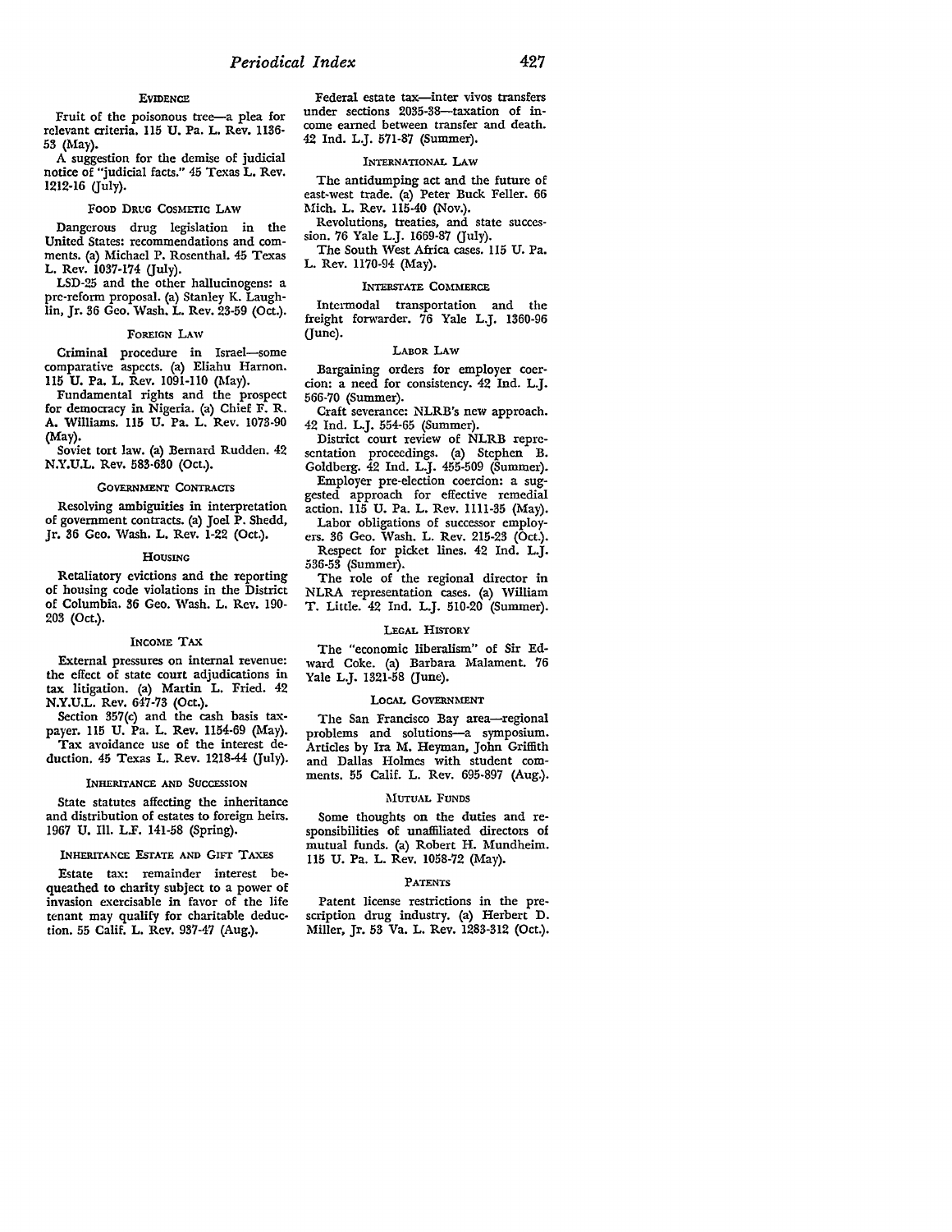### EVIDENCE

Fruit of the poisonous tree—a plea for relevant criteria. 115 U. Pa. L. Rev. 1136-53 (May).

A suggestion for the demise of judicial notice of "judicial facts." 45 Texas L. Rev. 1212-16 (July).

### FOOD DRUG COSMETIC LAW

Dangerous drug legislation in the United States: recommendations and comments. (a) Michael P. Rosenthal. 45 Texas L. Rev. 1037-174 (July).

LSD-25 and the other hallucinogens: a pre-reform proposal. (a) Stanley K. Laughlin, Jr. 36 Geo. Wash. L. Rev. 23-59 (Oct.).

### FOREIGN LAW

Criminal procedure in Israel—some comparative aspects. (a) Eliahu Harnon. 115 U. Pa. L. Rev. 1091-110 (May).

Fundamental rights and the prospect for democracy in Nigeria. (a) Chief F. R. A. Williams. 115 U. Pa. L. Rev. 1073-90 (May).

Soviet tort law. (a) Bernard Rudden. 42 N.Y.U.L. Rev. 583-630 (Oct.).

### GOVERNMENT CONTRACTS

Resolving ambiguities in interpretation of government contracts. (a) Joel P. Shedd, Jr. 36 Geo. Wash. L. Rev. 1-22 (Oct.).

### HOUSING

Retaliatory evictions and the reporting of housing code violations in the District of Columbia. 36 Geo. Wash. L. Rev. 190-203 (Oct.).

### INCOME TAX

External pressures on internal revenue: the effect of state court adjudications in tax litigation. (a) Martin L. Fried. 42 N.Y.U.L. Rev. 647-73 (Oct.).

Section 357(c) and the cash basis taxpayer. 115 U. Pa. L. Rev. 1154-69 (May).

Tax avoidance use of the interest deduction. 45 Texas L. Rev. 1218-44 (July).

### INHERITANCE AND SUCCESSION

State statutes affecting the inheritance and distribution of estates to foreign heirs. 1967 U. Ill. L.F. 141-58 (Spring).

### INHERITANCE ESTATE AND GIFT TAXES

Estate tax: remainder interest bequeathed to charity subject to a power of invasion exercisable in favor of the life tenant may qualify for charitable deduction. 55 Calif. L. Rev. 937-47 (Aug.).

Federal estate tax—inter vivos transfers under sections 2035-38—taxation of income earned between transfer and death. 42 Ind. L.J. 571-87 (Summer).

### INTERNATIONAL LAW

The antidumping act and the future of east-west trade. (a) Peter Buck Feller. 66 Mich. L. Rev. 115-40 (Nov.).

Revolutions, treaties, and state succession. 76 Yale L.J. 1669-87 (July).

The South West Africa cases. 115 U. Pa. L. Rev. 1170-94 (May).

### INTERSTATE COMMERCE

Intermodal transportation and the freight forwarder. 76 Yale L.J. 1360-96 (June).

### LABOR LAW

Bargaining orders for employer coercion: a need for consistency. 42 Ind. L.J. 566-70 (Summer).

Craft severance: NLRB's new approach. 42 Ind. L.J. 554-65 (Summer).

District court review of NLRB representation proceedings. (a) Stephen B. Goldberg. 42 Ind. L.J. 455-509 (Summer).

Employer pre-election coercion: a suggested approach for effective remedial action. 115 U. Pa. L. Rev. 1111-35 (May).

Labor obligations of successor employers. 36 Geo. Wash. L. Rev. 215-23 (Oct.).

Respect for picket lines. 42 Ind. L.J. 536-53 (Summer).

The role of the regional director in NLRA representation cases. (a) William T. Little. 42 Ind. L.J. 510-20 (Summer).

### LEGAL HISTORY

The "economic liberalism" of Sir Edward Coke. (a) Barbara Malament. 76 Yale L.J. 1321-58 (June).

### LOCAL GOVERNMENT

The San Francisco Bay area—regional problems and solutions—a symposium. Articles by Ira M. Heyman, John Griffith and Dallas Holmes with student comments. 55 Calif. L. Rev. 695-897 (Aug.).

### MUTUAL FUNDS

Some thoughts on the duties and responsibilities of unaffiliated directors of mutual funds. (a) Robert H. Mundheim. 115 U. Pa. L. Rev. 1058-72 (May).

### PATENTS

Patent license restrictions in the prescription drug industry. (a) Herbert D. Miller, Jr. 53 Va. L. Rev. 1283-312 (Oct.).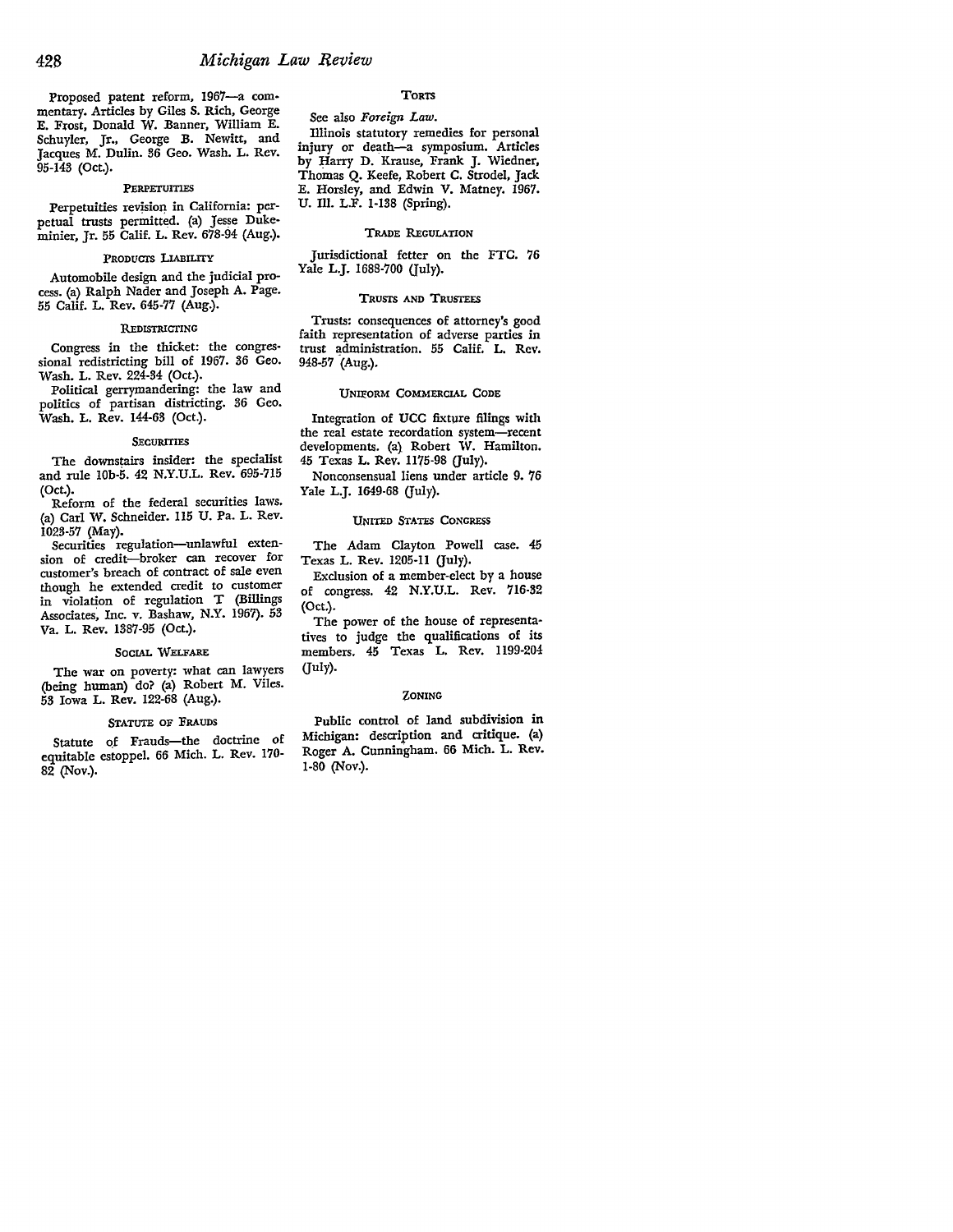Proposed patent reform, 1967—a commentary. Articles by Giles S. Rich, George E. Frost, Donald W. Banner, William E. Schuyler, Jr., George B. Newitt, and Jacques M. Dulin. 36 Geo. Wash. L. Rev. 95-143 (Oct.).

### PERPETUITIES

Perpetuities revision in California: perpetual trusts permitted. (a) Jesse Dukeminier, Jr. 55 Calif. L. Rev. 678-94 (Aug.).

### PRODUCTS LIABILITY

Automobile design and the judicial process. (a) Ralph Nader and Joseph A. Page. 55 Calif. L. Rev. 645-77 (Aug.).

### REDISTRICTING

Congress in the thicket: the congressional redistricting bill of 1967. 36 Geo. Wash. L. Rev. 224-34 (Oct.).

Political gerrymandering: the law and politics of partisan districting. 36 Geo. Wash. L. Rev. 144-63 (Oct.).

### SECURITIES

The downstairs insider: the specialist and rule 10b-5. 42 N.Y.U.L. Rev. 695-715 (Oct.).

Reform of the federal securities laws. (a) Carl W. Schneider. 115 U. Pa. L. Rev. 1023-57 (May).

Securities regulation—unlawful extension of credit—broker can recover for customer's breach of contract of sale even though he extended credit to customer in violation of regulation T (Billings Associates, Inc. v. Bashaw, N.Y. 1967). 53 Va. L. Rev. 1387-95 (Oct.).

### SOCIAL WELFARE

The war on poverty: what can lawyers (being human) do? (a) Robert M. Viles. 53 Iowa L. Rev. 122-68 (Aug.).

### STATUTE OF FRAUDS

Statute of Frauds—the doctrine of equitable estoppel. 66 Mich. L. Rev. 170-82 (Nov.).

### TORTS

See also *Foreign Law.*

Illinois statutory remedies for personal injury or death—a symposium. Articles by Harry D. Krause, Frank J. Wiedner, Thomas Q. Keefe, Robert C. Strodel, Jack E. Horsley, and Edwin V. Matney. 1967. U. Ill. L.F. 1-138 (Spring).

### TRADE REGULATION

Jurisdictional fetter on the FTC. 76 Yale L.J. 1688-700 (July).

### TRUSTS AND TRUSTEES

Trusts: consequences of attorney's good faith representation of adverse parties in trust administration. 55 Calif. L. Rev. 948-57 (Aug.).

### UNIFORM COMMERCIAL CODE

Integration of UCC fixture filings with the real estate recordation system—recent developments. (a) Robert W. Hamilton. 45 Texas L. Rev. 1175-98 (July).

Nonconsensual liens under article 9. 76 Yale L.J. 1649-68 (July).

### UNITED STATES CONGRESS

The Adam Clayton Powell case. 45 Texas L. Rev. 1205-11 (July).

Exclusion of a member-elect by a house of congress. 42 N.Y.U.L. Rev. 716-32 (Oct.).

The power of the house of representatives to judge the qualifications of its members. 45 Texas L. Rev. 1199-204 (July).

### ZONING

Public control of land subdivision in Michigan: description and critique. (a) Roger A. Cunningham. 66 Mich. L. Rev. 1-80 (Nov.).